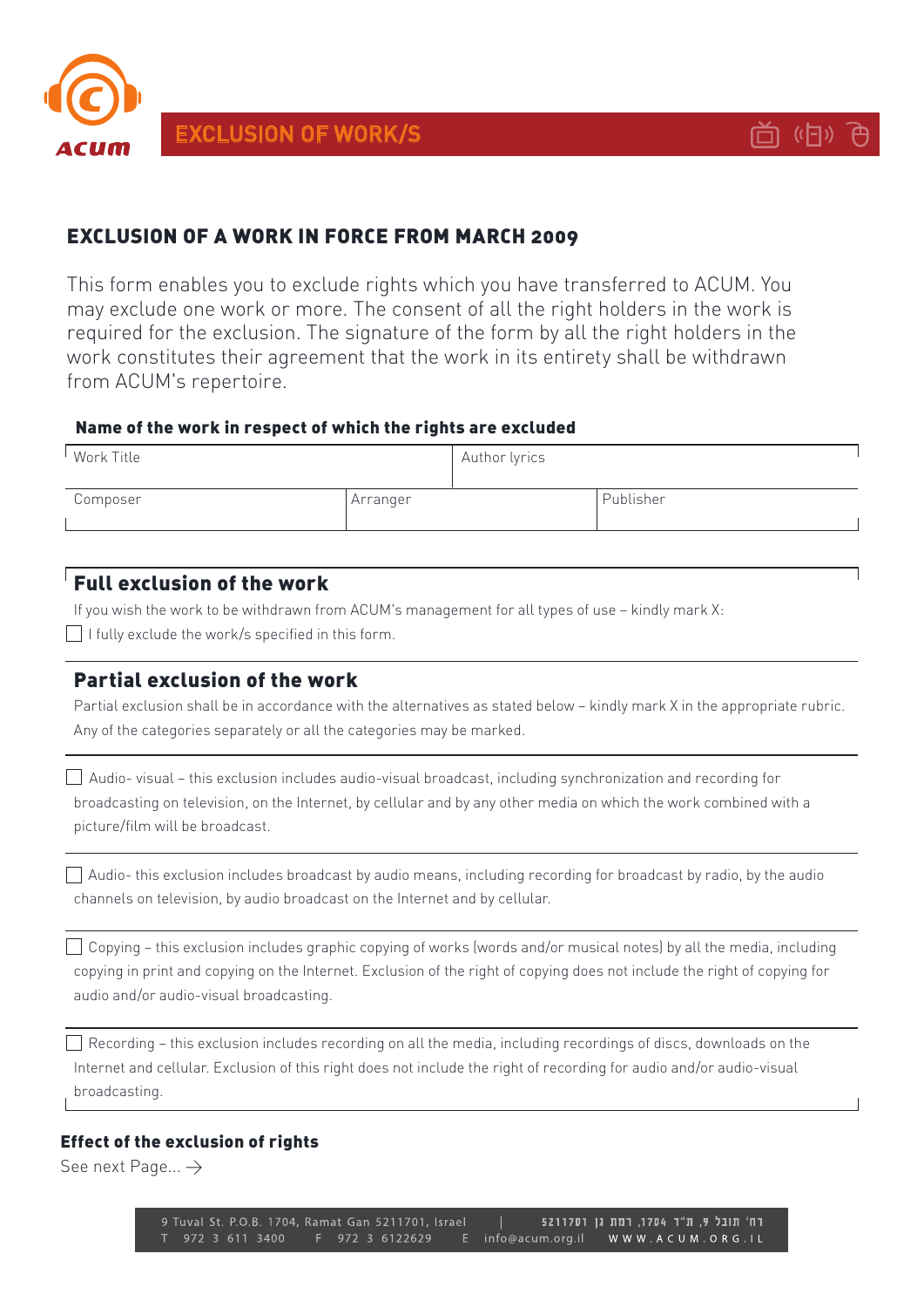# EXCLUSION OF WORK/S

## EXCLUSION OF A WORK IN FORCE FROM MARCH 2009

This form enables you to exclude rights which you have transferred to ACUM. You may exclude one work or more. The consent of all the right holders in the work is required for the exclusion. The signature of the form by all the right holders in the work constitutes their agreement that the work in its entirety shall be withdrawn from ACUM's repertoire.

**Name of the work in respect of which the rights are excluded**

| Work Title | | Author lyrics |
|---|---|---|
| Composer | Arranger | Publisher |

## Full exclusion of the work

If you wish the work to be withdrawn from ACUM's management for all types of use – kindly mark X:

☐ I fully exclude the work/s specified in this form.

## Partial exclusion of the work

Partial exclusion shall be in accordance with the alternatives as stated below – kindly mark X in the appropriate rubric. Any of the categories separately or all the categories may be marked.

☐ Audio- visual – this exclusion includes audio-visual broadcast, including synchronization and recording for broadcasting on television, on the Internet, by cellular and by any other media on which the work combined with a picture/film will be broadcast.

☐ Audio- this exclusion includes broadcast by audio means, including recording for broadcast by radio, by the audio channels on television, by audio broadcast on the Internet and by cellular.

☐ Copying – this exclusion includes graphic copying of works (words and/or musical notes) by all the media, including copying in print and copying on the Internet. Exclusion of the right of copying does not include the right of copying for audio and/or audio-visual broadcasting.

☐ Recording – this exclusion includes recording on all the media, including recordings of discs, downloads on the Internet and cellular. Exclusion of this right does not include the right of recording for audio and/or audio-visual broadcasting.

**Effect of the exclusion of rights**

See next Page... →

9 Tuval St. P.O.B. 1704, Ramat Gan 5211701, Israel | רח' תובל 9, ת"ד 1704, רמת גן 5211701
T 972 3 611 3400 F 972 3 6122629 E info@acum.org.il WWW.ACUM.ORG.IL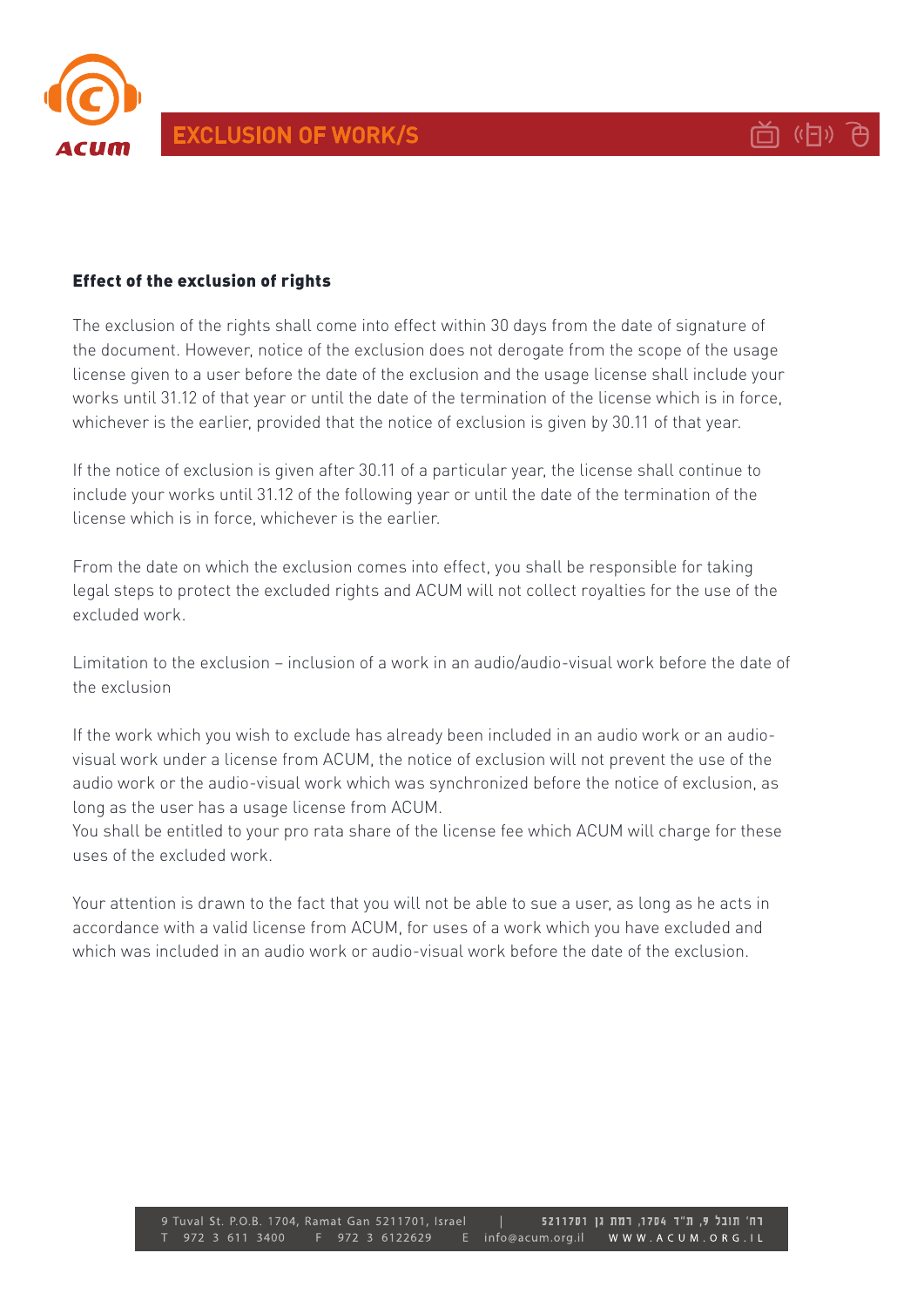#### Effect of the exclusion of rights

The exclusion of the rights shall come into effect within 30 days from the date of signature of the document. However, notice of the exclusion does not derogate from the scope of the usage license given to a user before the date of the exclusion and the usage license shall include your works until 31.12 of that year or until the date of the termination of the license which is in force, whichever is the earlier, provided that the notice of exclusion is given by 30.11 of that year.

If the notice of exclusion is given after 30.11 of a particular year, the license shall continue to include your works until 31.12 of the following year or until the date of the termination of the license which is in force, whichever is the earlier.

From the date on which the exclusion comes into effect, you shall be responsible for taking legal steps to protect the excluded rights and ACUM will not collect royalties for the use of the excluded work.

Limitation to the exclusion – inclusion of a work in an audio/audio-visual work before the date of the exclusion

If the work which you wish to exclude has already been included in an audio work or an audio-visual work under a license from ACUM, the notice of exclusion will not prevent the use of the audio work or the audio-visual work which was synchronized before the notice of exclusion, as long as the user has a usage license from ACUM.
You shall be entitled to your pro rata share of the license fee which ACUM will charge for these uses of the excluded work.

Your attention is drawn to the fact that you will not be able to sue a user, as long as he acts in accordance with a valid license from ACUM, for uses of a work which you have excluded and which was included in an audio work or audio-visual work before the date of the exclusion.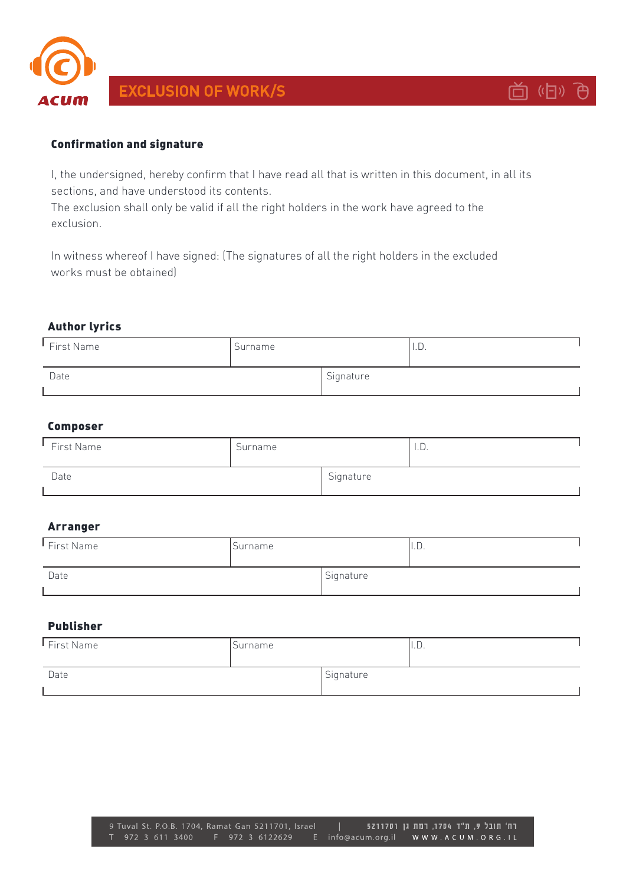# EXCLUSION OF WORK/S

## Confirmation and signature

I, the undersigned, hereby confirm that I have read all that is written in this document, in all its sections, and have understood its contents.
The exclusion shall only be valid if all the right holders in the work have agreed to the exclusion.

In witness whereof I have signed: (The signatures of all the right holders in the excluded works must be obtained)

### Author lyrics

| | | |
|---|---|---|
| First Name | Surname | I.D. |
| Date | Signature | |

### Composer

| | | |
|---|---|---|
| First Name | Surname | I.D. |
| Date | Signature | |

### Arranger

| | | |
|---|---|---|
| First Name | Surname | I.D. |
| Date | Signature | |

### Publisher

| | | |
|---|---|---|
| First Name | Surname | I.D. |
| Date | Signature | |

9 Tuval St. P.O.B. 1704, Ramat Gan 5211701, Israel | רח' תובל 9, ת"ד 1704, רמת גן 5211701
T 972 3 611 3400 F 972 3 6122629 E info@acum.org.il WWW.ACUM.ORG.IL